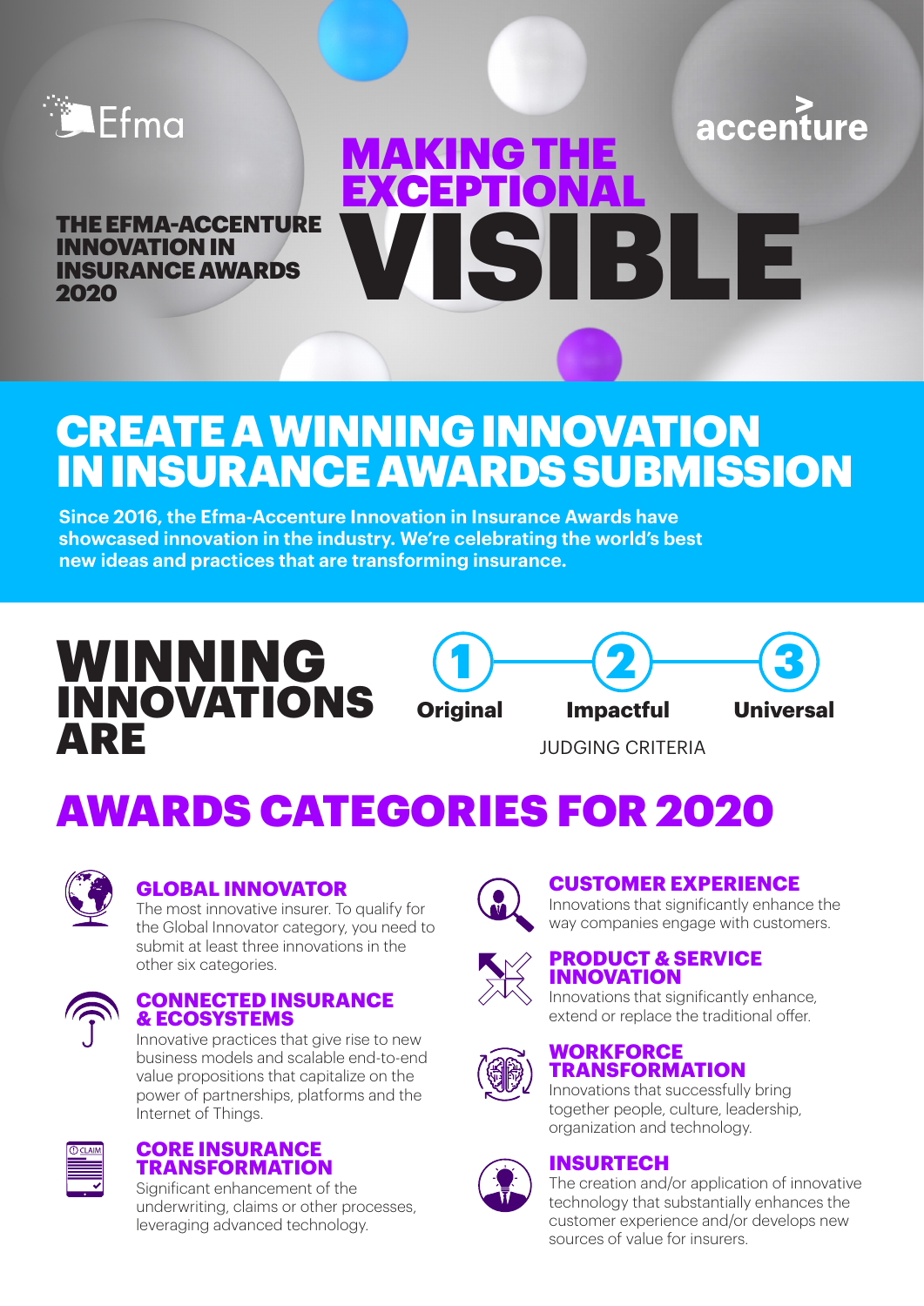Efma

accenture

THE EFMA-ACCENTURE INNOVATION IN INSURANCE AWARDS 2020

# MAKING THE EXCEPTIONAL VISIBLE

## CREATE A WINNING INNOVATION IN INSURANCE AWARDS SUBMISSION

**Since 2016, the Efma-Accenture Innovation in Insurance Awards have showcased innovation in the industry. We're celebrating the world's best new ideas and practices that are transforming insurance.**

## WINNING INNOVATIONS ARE

1. **Original**
2. **Impactful**
3. **Universal**

JUDGING CRITERIA

## AWARDS CATEGORIES FOR 2020

### GLOBAL INNOVATOR

The most innovative insurer. To qualify for the Global Innovator category, you need to submit at least three innovations in the other six categories.

### CONNECTED INSURANCE & ECOSYSTEMS

Innovative practices that give rise to new business models and scalable end-to-end value propositions that capitalize on the power of partnerships, platforms and the Internet of Things.

### CORE INSURANCE TRANSFORMATION

Significant enhancement of the underwriting, claims or other processes, leveraging advanced technology.

### CUSTOMER EXPERIENCE

Innovations that significantly enhance the way companies engage with customers.

### PRODUCT & SERVICE INNOVATION

Innovations that significantly enhance, extend or replace the traditional offer.

### WORKFORCE TRANSFORMATION

Innovations that successfully bring together people, culture, leadership, organization and technology.

### INSURTECH

The creation and/or application of innovative technology that substantially enhances the customer experience and/or develops new sources of value for insurers.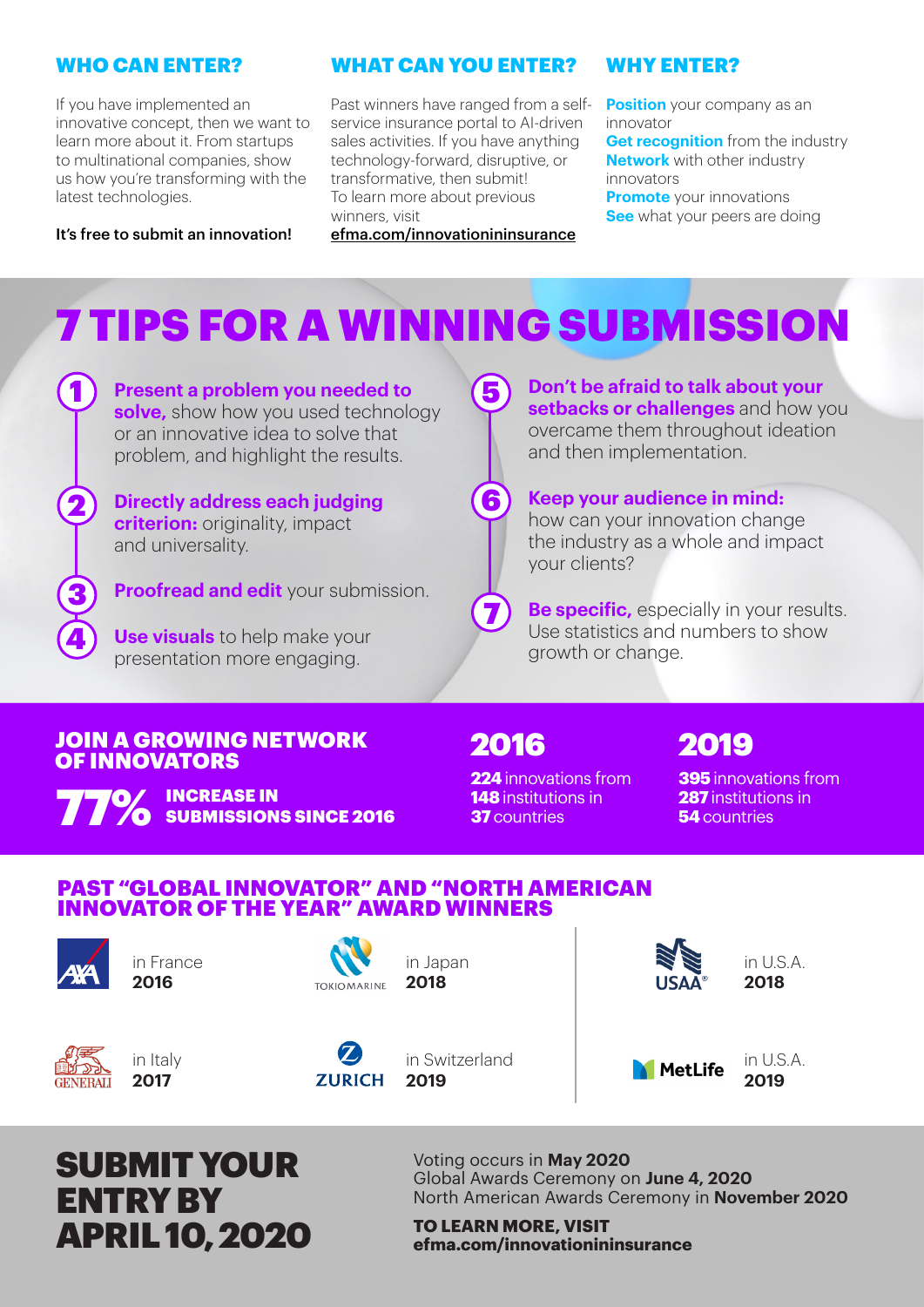## WHO CAN ENTER?

If you have implemented an innovative concept, then we want to learn more about it. From startups to multinational companies, show us how you're transforming with the latest technologies.

It's free to submit an innovation!

## WHAT CAN YOU ENTER?

Past winners have ranged from a self-service insurance portal to AI-driven sales activities. If you have anything technology-forward, disruptive, or transformative, then submit!

To learn more about previous winners, visit efma.com/innovationininsurance

## WHY ENTER?

**Position** your company as an innovator
**Get recognition** from the industry
**Network** with other industry innovators
**Promote** your innovations
**See** what your peers are doing

# 7 TIPS FOR A WINNING SUBMISSION

1. **Present a problem you needed to solve,** show how you used technology or an innovative idea to solve that problem, and highlight the results.
2. **Directly address each judging criterion:** originality, impact and universality.
3. **Proofread and edit** your submission.
4. **Use visuals** to help make your presentation more engaging.
5. **Don't be afraid to talk about your setbacks or challenges** and how you overcame them throughout ideation and then implementation.
6. **Keep your audience in mind:** how can your innovation change the industry as a whole and impact your clients?
7. **Be specific,** especially in your results. Use statistics and numbers to show growth or change.

## JOIN A GROWING NETWORK OF INNOVATORS

**77%** INCREASE IN SUBMISSIONS SINCE 2016

**2016**
**224** innovations from
**148** institutions in
**37** countries

**2019**
**395** innovations from
**287** institutions in
**54** countries

## PAST "GLOBAL INNOVATOR" AND "NORTH AMERICAN INNOVATOR OF THE YEAR" AWARD WINNERS

AXA in France **2016**

TOKIOMARINE in Japan **2018**

GENERALI in Italy **2017**

ZURICH in Switzerland **2019**

USAA in U.S.A. **2018**

MetLife in U.S.A. **2019**

# SUBMIT YOUR ENTRY BY APRIL 10, 2020

Voting occurs in **May 2020**
Global Awards Ceremony on **June 4, 2020**
North American Awards Ceremony in **November 2020**

**TO LEARN MORE, VISIT efma.com/innovationininsurance**